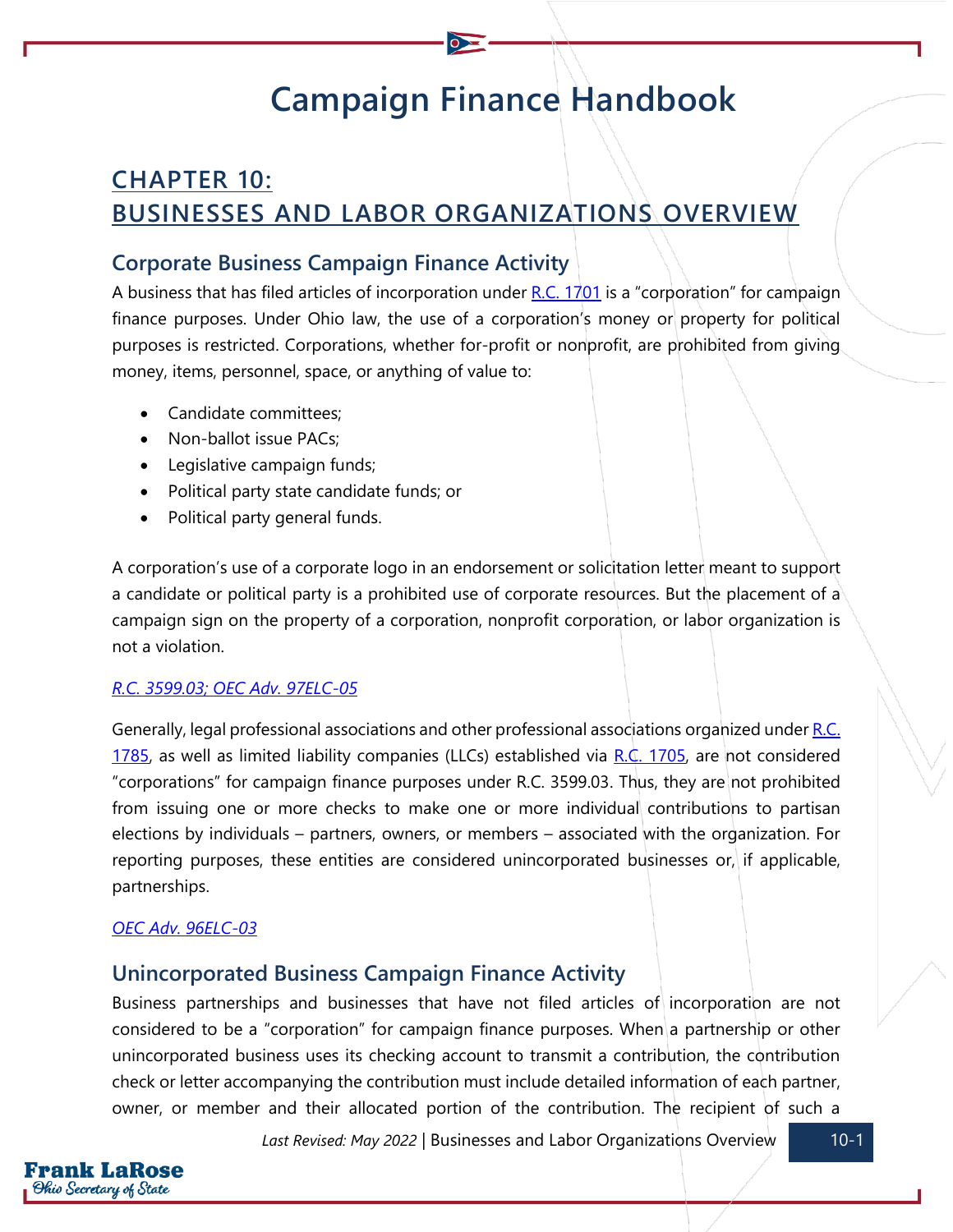# Campaign Finance Handbook

## CHAPTER 10: BUSINESSES AND LABOR ORGANIZATIONS OVERVIEW

### Corporate Business Campaign Finance Activity

A business that has filed articles of incorporation under R.C. 1701 is a "corporation" for campaign finance purposes. Under Ohio law, the use of a corporation's money or property for political purposes is restricted. Corporations, whether for-profit or nonprofit, are prohibited from giving money, items, personnel, space, or anything of value to:

- Candidate committees;
- Non-ballot issue PACs;
- Legislative campaign funds;
- Political party state candidate funds; or
- Political party general funds.

A corporation's use of a corporate logo in an endorsement or solicitation letter meant to support a candidate or political party is a prohibited use of corporate resources. But the placement of a campaign sign on the property of a corporation, nonprofit corporation, or labor organization is not a violation.

*R.C. 3599.03; OEC Adv. 97ELC-05*

Generally, legal professional associations and other professional associations organized under R.C. 1785, as well as limited liability companies (LLCs) established via R.C. 1705, are not considered "corporations" for campaign finance purposes under R.C. 3599.03. Thus, they are not prohibited from issuing one or more checks to make one or more individual contributions to partisan elections by individuals – partners, owners, or members – associated with the organization. For reporting purposes, these entities are considered unincorporated businesses or, if applicable, partnerships.

*OEC Adv. 96ELC-03*

### Unincorporated Business Campaign Finance Activity

Business partnerships and businesses that have not filed articles of incorporation are not considered to be a "corporation" for campaign finance purposes. When a partnership or other unincorporated business uses its checking account to transmit a contribution, the contribution check or letter accompanying the contribution must include detailed information of each partner, owner, or member and their allocated portion of the contribution. The recipient of such a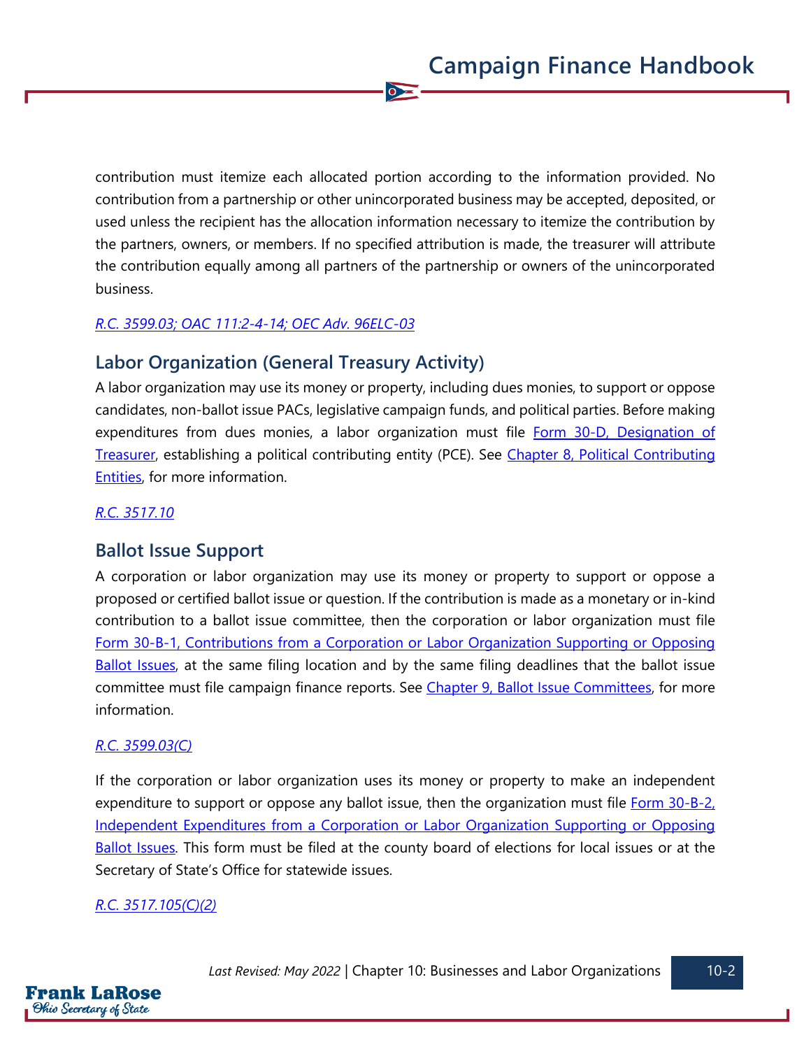contribution must itemize each allocated portion according to the information provided. No contribution from a partnership or other unincorporated business may be accepted, deposited, or used unless the recipient has the allocation information necessary to itemize the contribution by the partners, owners, or members. If no specified attribution is made, the treasurer will attribute the contribution equally among all partners of the partnership or owners of the unincorporated business.

*R.C. 3599.03; OAC 111:2-4-14; OEC Adv. 96ELC-03*

## Labor Organization (General Treasury Activity)

A labor organization may use its money or property, including dues monies, to support or oppose candidates, non-ballot issue PACs, legislative campaign funds, and political parties. Before making expenditures from dues monies, a labor organization must file Form 30-D, Designation of Treasurer, establishing a political contributing entity (PCE). See Chapter 8, Political Contributing Entities, for more information.

*R.C. 3517.10*

## Ballot Issue Support

A corporation or labor organization may use its money or property to support or oppose a proposed or certified ballot issue or question. If the contribution is made as a monetary or in-kind contribution to a ballot issue committee, then the corporation or labor organization must file Form 30-B-1, Contributions from a Corporation or Labor Organization Supporting or Opposing Ballot Issues, at the same filing location and by the same filing deadlines that the ballot issue committee must file campaign finance reports. See Chapter 9, Ballot Issue Committees, for more information.

*R.C. 3599.03(C)*

If the corporation or labor organization uses its money or property to make an independent expenditure to support or oppose any ballot issue, then the organization must file Form 30-B-2, Independent Expenditures from a Corporation or Labor Organization Supporting or Opposing Ballot Issues. This form must be filed at the county board of elections for local issues or at the Secretary of State's Office for statewide issues.

*R.C. 3517.105(C)(2)*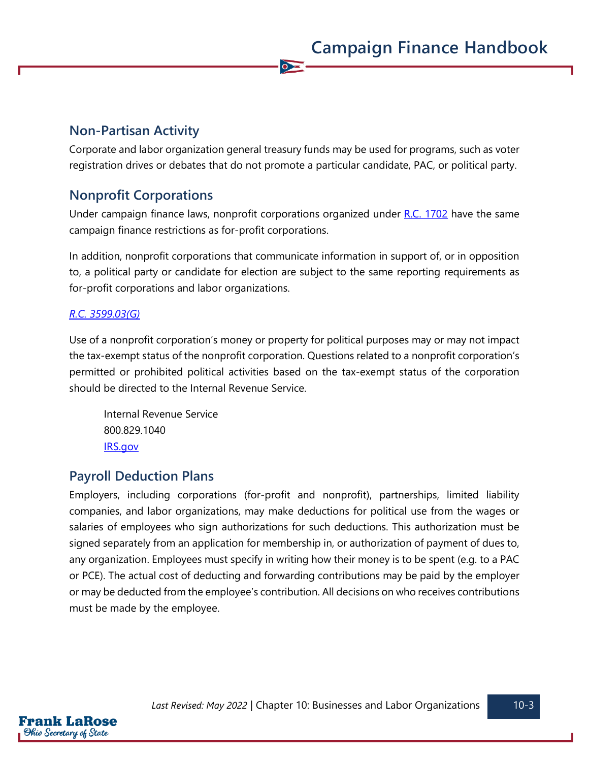## Non-Partisan Activity

Corporate and labor organization general treasury funds may be used for programs, such as voter registration drives or debates that do not promote a particular candidate, PAC, or political party.

## Nonprofit Corporations

Under campaign finance laws, nonprofit corporations organized under [R.C. 1702](R.C. 1702) have the same campaign finance restrictions as for-profit corporations.

In addition, nonprofit corporations that communicate information in support of, or in opposition to, a political party or candidate for election are subject to the same reporting requirements as for-profit corporations and labor organizations.

*R.C. 3599.03(G)*

Use of a nonprofit corporation's money or property for political purposes may or may not impact the tax-exempt status of the nonprofit corporation. Questions related to a nonprofit corporation's permitted or prohibited political activities based on the tax-exempt status of the corporation should be directed to the Internal Revenue Service.

> Internal Revenue Service
> 800.829.1040
> IRS.gov

## Payroll Deduction Plans

Employers, including corporations (for-profit and nonprofit), partnerships, limited liability companies, and labor organizations, may make deductions for political use from the wages or salaries of employees who sign authorizations for such deductions. This authorization must be signed separately from an application for membership in, or authorization of payment of dues to, any organization. Employees must specify in writing how their money is to be spent (e.g. to a PAC or PCE). The actual cost of deducting and forwarding contributions may be paid by the employer or may be deducted from the employee's contribution. All decisions on who receives contributions must be made by the employee.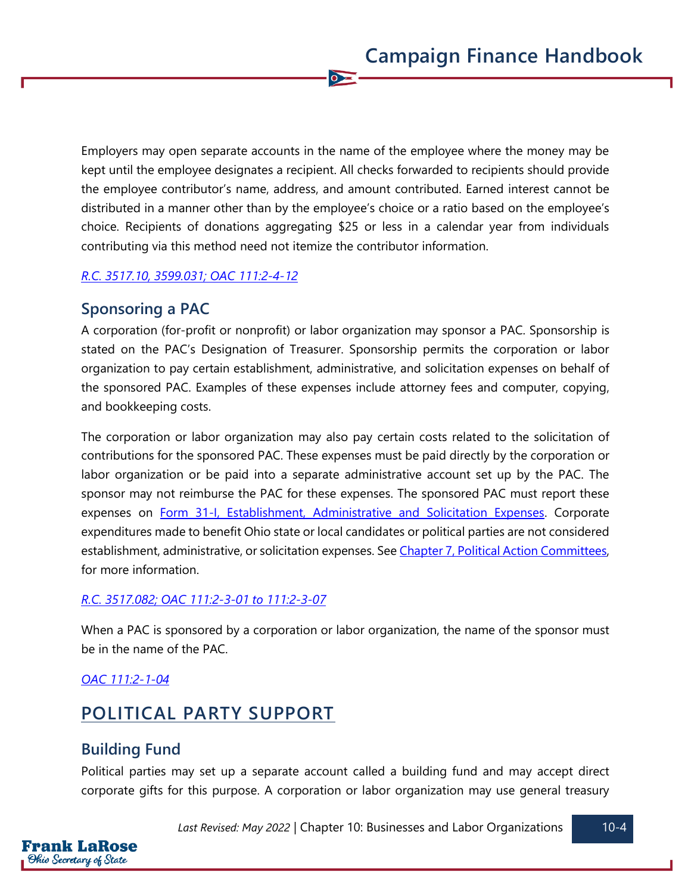Employers may open separate accounts in the name of the employee where the money may be kept until the employee designates a recipient. All checks forwarded to recipients should provide the employee contributor's name, address, and amount contributed. Earned interest cannot be distributed in a manner other than by the employee's choice or a ratio based on the employee's choice. Recipients of donations aggregating $25 or less in a calendar year from individuals contributing via this method need not itemize the contributor information.

*R.C. 3517.10, 3599.031; OAC 111:2-4-12*

### Sponsoring a PAC

A corporation (for-profit or nonprofit) or labor organization may sponsor a PAC. Sponsorship is stated on the PAC's Designation of Treasurer. Sponsorship permits the corporation or labor organization to pay certain establishment, administrative, and solicitation expenses on behalf of the sponsored PAC. Examples of these expenses include attorney fees and computer, copying, and bookkeeping costs.

The corporation or labor organization may also pay certain costs related to the solicitation of contributions for the sponsored PAC. These expenses must be paid directly by the corporation or labor organization or be paid into a separate administrative account set up by the PAC. The sponsor may not reimburse the PAC for these expenses. The sponsored PAC must report these expenses on Form 31-I, Establishment, Administrative and Solicitation Expenses. Corporate expenditures made to benefit Ohio state or local candidates or political parties are not considered establishment, administrative, or solicitation expenses. See Chapter 7, Political Action Committees, for more information.

*R.C. 3517.082; OAC 111:2-3-01 to 111:2-3-07*

When a PAC is sponsored by a corporation or labor organization, the name of the sponsor must be in the name of the PAC.

*OAC 111:2-1-04*

## POLITICAL PARTY SUPPORT

### Building Fund

Political parties may set up a separate account called a building fund and may accept direct corporate gifts for this purpose. A corporation or labor organization may use general treasury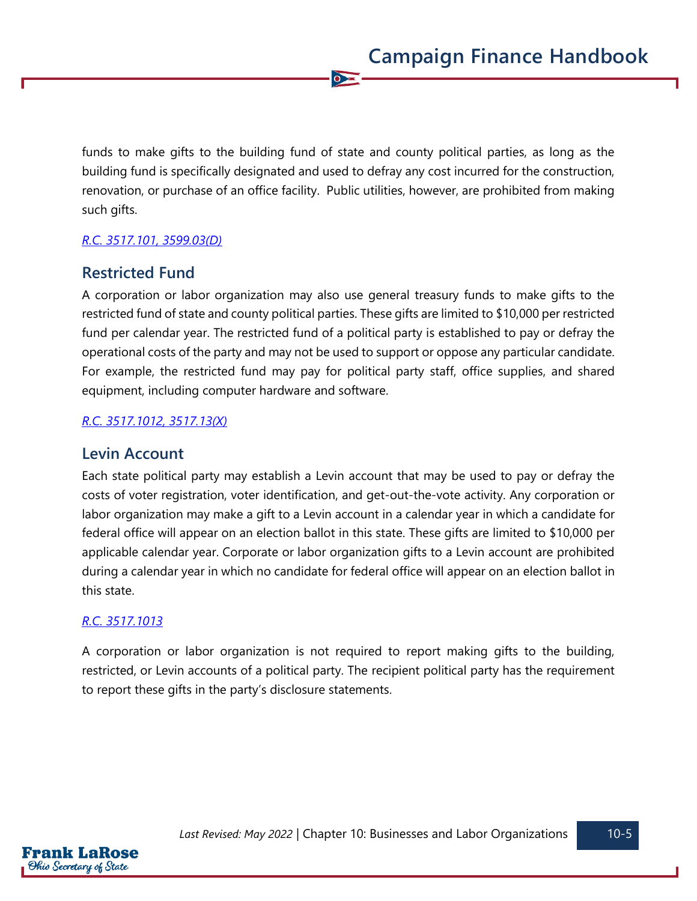funds to make gifts to the building fund of state and county political parties, as long as the building fund is specifically designated and used to defray any cost incurred for the construction, renovation, or purchase of an office facility. Public utilities, however, are prohibited from making such gifts.

*R.C. 3517.101, 3599.03(D)*

## Restricted Fund

A corporation or labor organization may also use general treasury funds to make gifts to the restricted fund of state and county political parties. These gifts are limited to $10,000 per restricted fund per calendar year. The restricted fund of a political party is established to pay or defray the operational costs of the party and may not be used to support or oppose any particular candidate. For example, the restricted fund may pay for political party staff, office supplies, and shared equipment, including computer hardware and software.

*R.C. 3517.1012, 3517.13(X)*

## Levin Account

Each state political party may establish a Levin account that may be used to pay or defray the costs of voter registration, voter identification, and get-out-the-vote activity. Any corporation or labor organization may make a gift to a Levin account in a calendar year in which a candidate for federal office will appear on an election ballot in this state. These gifts are limited to $10,000 per applicable calendar year. Corporate or labor organization gifts to a Levin account are prohibited during a calendar year in which no candidate for federal office will appear on an election ballot in this state.

*R.C. 3517.1013*

A corporation or labor organization is not required to report making gifts to the building, restricted, or Levin accounts of a political party. The recipient political party has the requirement to report these gifts in the party's disclosure statements.